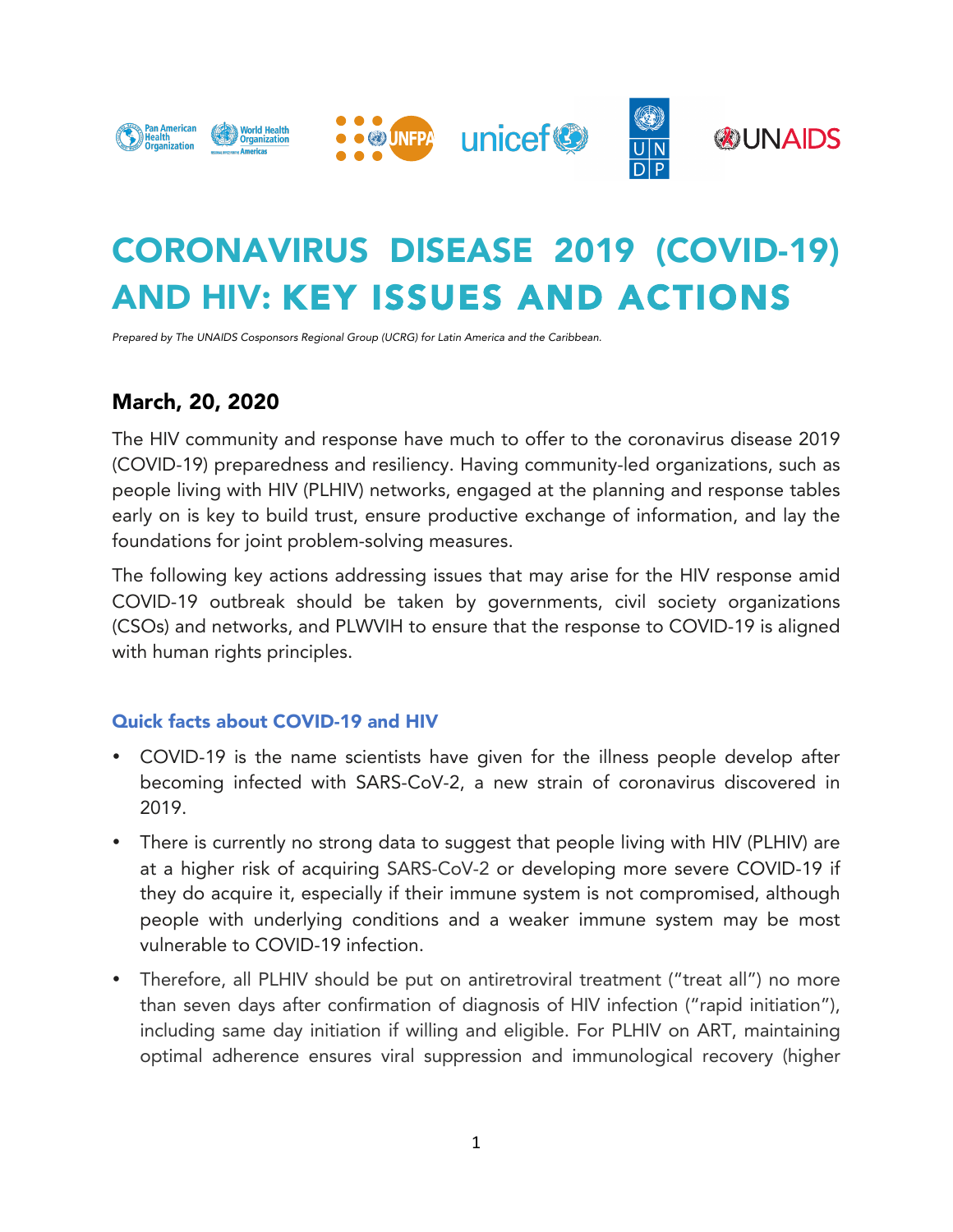# CORONAVIRUS DISEASE 2019 (COVID-19) AND HIV: KEY ISSUES AND ACTIONS

*Prepared by The UNAIDS Cosponsors Regional Group (UCRG) for Latin America and the Caribbean.*

## March, 20, 2020

The HIV community and response have much to offer to the coronavirus disease 2019 (COVID-19) preparedness and resiliency. Having community-led organizations, such as people living with HIV (PLHIV) networks, engaged at the planning and response tables early on is key to build trust, ensure productive exchange of information, and lay the foundations for joint problem-solving measures.

The following key actions addressing issues that may arise for the HIV response amid COVID-19 outbreak should be taken by governments, civil society organizations (CSOs) and networks, and PLWVIH to ensure that the response to COVID-19 is aligned with human rights principles.

### Quick facts about COVID-19 and HIV

- COVID-19 is the name scientists have given for the illness people develop after becoming infected with SARS-CoV-2, a new strain of coronavirus discovered in 2019.
- There is currently no strong data to suggest that people living with HIV (PLHIV) are at a higher risk of acquiring SARS-CoV-2 or developing more severe COVID-19 if they do acquire it, especially if their immune system is not compromised, although people with underlying conditions and a weaker immune system may be most vulnerable to COVID-19 infection.
- Therefore, all PLHIV should be put on antiretroviral treatment ("treat all") no more than seven days after confirmation of diagnosis of HIV infection ("rapid initiation"), including same day initiation if willing and eligible. For PLHIV on ART, maintaining optimal adherence ensures viral suppression and immunological recovery (higher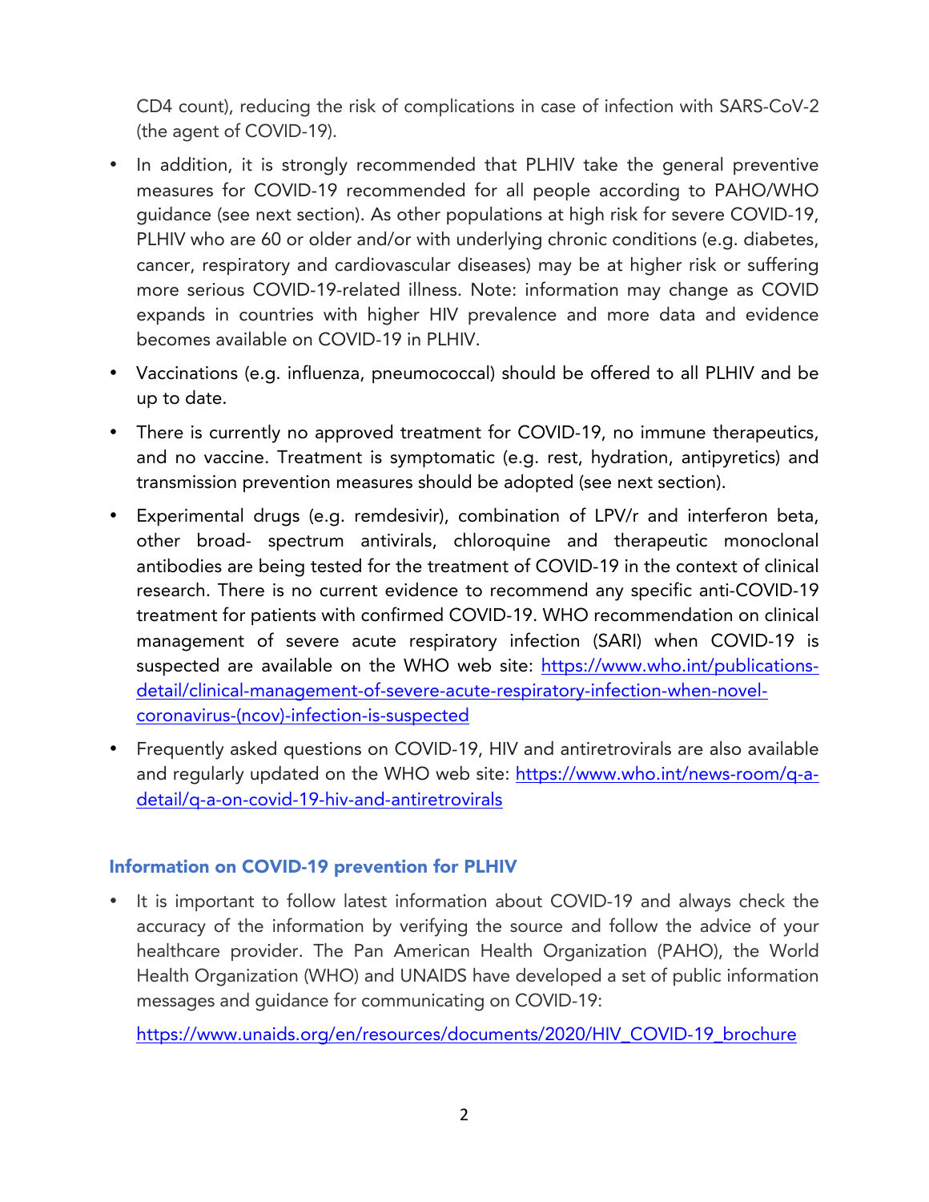CD4 count), reducing the risk of complications in case of infection with SARS-CoV-2 (the agent of COVID-19).

- In addition, it is strongly recommended that PLHIV take the general preventive measures for COVID-19 recommended for all people according to PAHO/WHO guidance (see next section). As other populations at high risk for severe COVID-19, PLHIV who are 60 or older and/or with underlying chronic conditions (e.g. diabetes, cancer, respiratory and cardiovascular diseases) may be at higher risk or suffering more serious COVID-19-related illness. Note: information may change as COVID expands in countries with higher HIV prevalence and more data and evidence becomes available on COVID-19 in PLHIV.
- Vaccinations (e.g. influenza, pneumococcal) should be offered to all PLHIV and be up to date.
- There is currently no approved treatment for COVID-19, no immune therapeutics, and no vaccine. Treatment is symptomatic (e.g. rest, hydration, antipyretics) and transmission prevention measures should be adopted (see next section).
- Experimental drugs (e.g. remdesivir), combination of LPV/r and interferon beta, other broad- spectrum antivirals, chloroquine and therapeutic monoclonal antibodies are being tested for the treatment of COVID-19 in the context of clinical research. There is no current evidence to recommend any specific anti-COVID-19 treatment for patients with confirmed COVID-19. WHO recommendation on clinical management of severe acute respiratory infection (SARI) when COVID-19 is suspected are available on the WHO web site: [https://www.who.int/publications-detail/clinical-management-of-severe-acute-respiratory-infection-when-novel-coronavirus-(ncov)-infection-is-suspected](https://www.who.int/publications-detail/clinical-management-of-severe-acute-respiratory-infection-when-novel-coronavirus-(ncov)-infection-is-suspected)
- Frequently asked questions on COVID-19, HIV and antiretrovirals are also available and regularly updated on the WHO web site: [https://www.who.int/news-room/q-a-detail/q-a-on-covid-19-hiv-and-antiretrovirals](https://www.who.int/news-room/q-a-detail/q-a-on-covid-19-hiv-and-antiretrovirals)

## Information on COVID-19 prevention for PLHIV

- It is important to follow latest information about COVID-19 and always check the accuracy of the information by verifying the source and follow the advice of your healthcare provider. The Pan American Health Organization (PAHO), the World Health Organization (WHO) and UNAIDS have developed a set of public information messages and guidance for communicating on COVID-19:

  [https://www.unaids.org/en/resources/documents/2020/HIV_COVID-19_brochure](https://www.unaids.org/en/resources/documents/2020/HIV_COVID-19_brochure)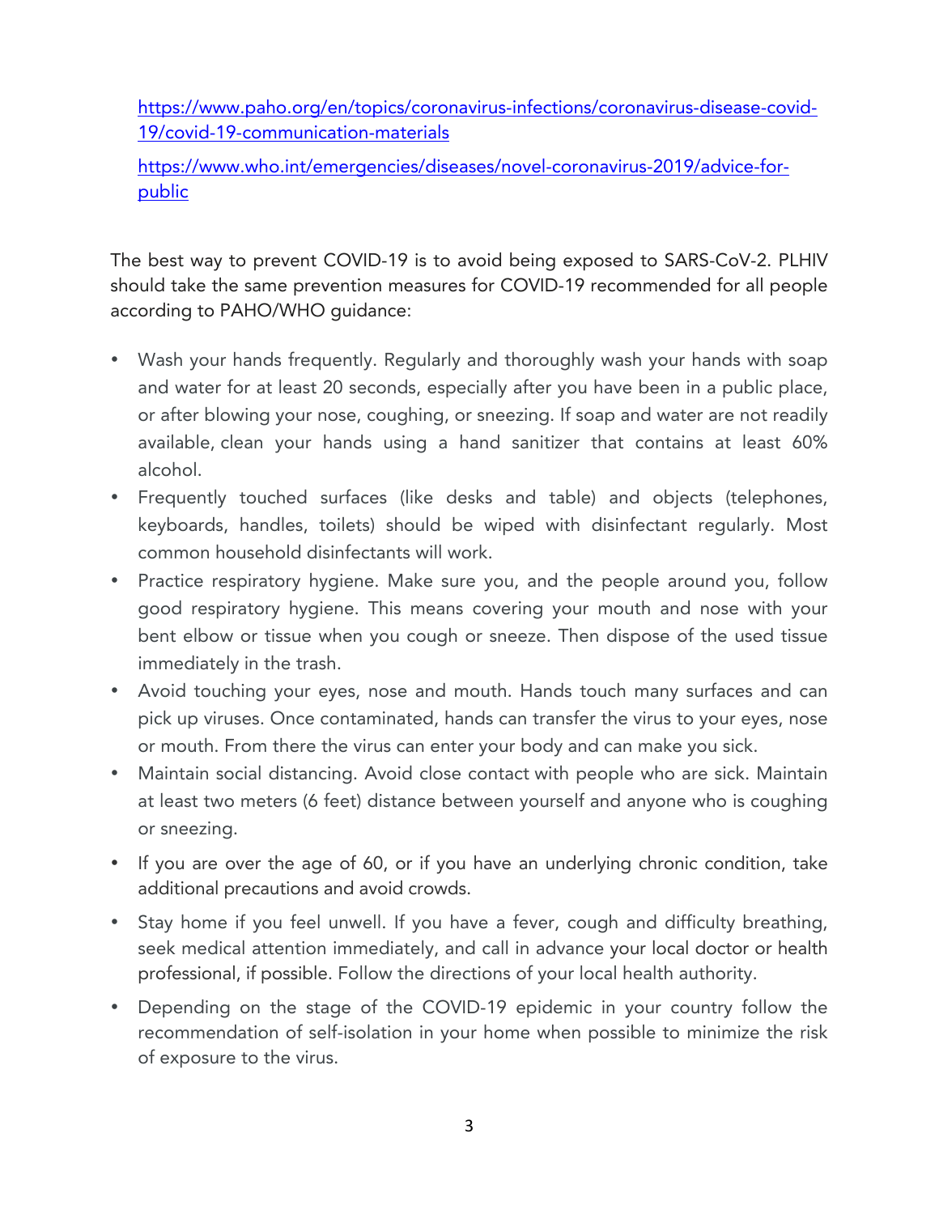https://www.paho.org/en/topics/coronavirus-infections/coronavirus-disease-covid-19/covid-19-communication-materials

https://www.who.int/emergencies/diseases/novel-coronavirus-2019/advice-for-public

The best way to prevent COVID-19 is to avoid being exposed to SARS-CoV-2. PLHIV should take the same prevention measures for COVID-19 recommended for all people according to PAHO/WHO guidance:

- Wash your hands frequently. Regularly and thoroughly wash your hands with soap and water for at least 20 seconds, especially after you have been in a public place, or after blowing your nose, coughing, or sneezing. If soap and water are not readily available, clean your hands using a hand sanitizer that contains at least 60% alcohol.
- Frequently touched surfaces (like desks and table) and objects (telephones, keyboards, handles, toilets) should be wiped with disinfectant regularly. Most common household disinfectants will work.
- Practice respiratory hygiene. Make sure you, and the people around you, follow good respiratory hygiene. This means covering your mouth and nose with your bent elbow or tissue when you cough or sneeze. Then dispose of the used tissue immediately in the trash.
- Avoid touching your eyes, nose and mouth. Hands touch many surfaces and can pick up viruses. Once contaminated, hands can transfer the virus to your eyes, nose or mouth. From there the virus can enter your body and can make you sick.
- Maintain social distancing. Avoid close contact with people who are sick. Maintain at least two meters (6 feet) distance between yourself and anyone who is coughing or sneezing.
- If you are over the age of 60, or if you have an underlying chronic condition, take additional precautions and avoid crowds.
- Stay home if you feel unwell. If you have a fever, cough and difficulty breathing, seek medical attention immediately, and call in advance your local doctor or health professional, if possible. Follow the directions of your local health authority.
- Depending on the stage of the COVID-19 epidemic in your country follow the recommendation of self-isolation in your home when possible to minimize the risk of exposure to the virus.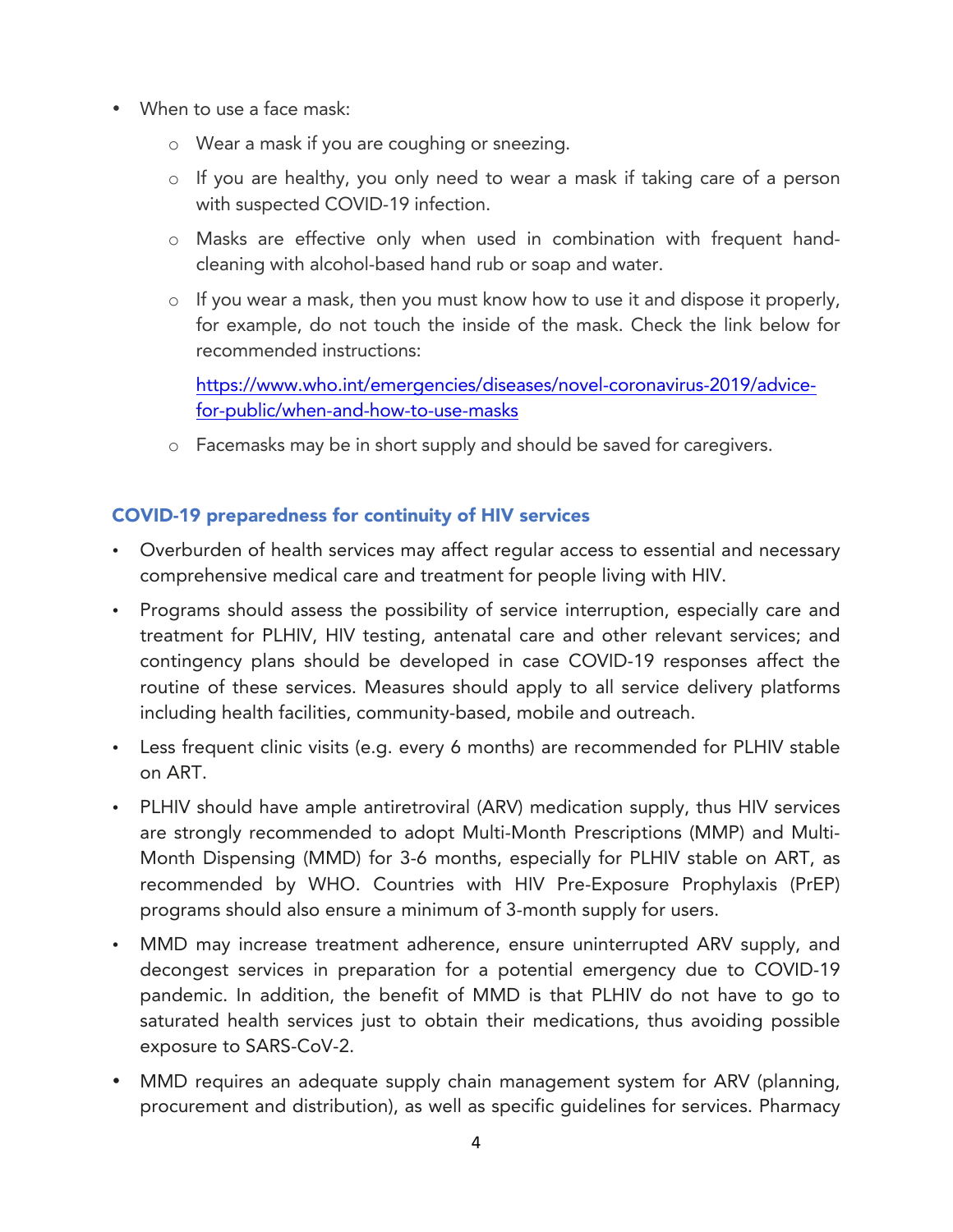- When to use a face mask:
    - Wear a mask if you are coughing or sneezing.
    - If you are healthy, you only need to wear a mask if taking care of a person with suspected COVID-19 infection.
    - Masks are effective only when used in combination with frequent hand-cleaning with alcohol-based hand rub or soap and water.
    - If you wear a mask, then you must know how to use it and dispose it properly, for example, do not touch the inside of the mask. Check the link below for recommended instructions:

      https://www.who.int/emergencies/diseases/novel-coronavirus-2019/advice-for-public/when-and-how-to-use-masks

    - Facemasks may be in short supply and should be saved for caregivers.

## COVID-19 preparedness for continuity of HIV services

- Overburden of health services may affect regular access to essential and necessary comprehensive medical care and treatment for people living with HIV.
- Programs should assess the possibility of service interruption, especially care and treatment for PLHIV, HIV testing, antenatal care and other relevant services; and contingency plans should be developed in case COVID-19 responses affect the routine of these services. Measures should apply to all service delivery platforms including health facilities, community-based, mobile and outreach.
- Less frequent clinic visits (e.g. every 6 months) are recommended for PLHIV stable on ART.
- PLHIV should have ample antiretroviral (ARV) medication supply, thus HIV services are strongly recommended to adopt Multi-Month Prescriptions (MMP) and Multi-Month Dispensing (MMD) for 3-6 months, especially for PLHIV stable on ART, as recommended by WHO. Countries with HIV Pre-Exposure Prophylaxis (PrEP) programs should also ensure a minimum of 3-month supply for users.
- MMD may increase treatment adherence, ensure uninterrupted ARV supply, and decongest services in preparation for a potential emergency due to COVID-19 pandemic. In addition, the benefit of MMD is that PLHIV do not have to go to saturated health services just to obtain their medications, thus avoiding possible exposure to SARS-CoV-2.
- MMD requires an adequate supply chain management system for ARV (planning, procurement and distribution), as well as specific guidelines for services. Pharmacy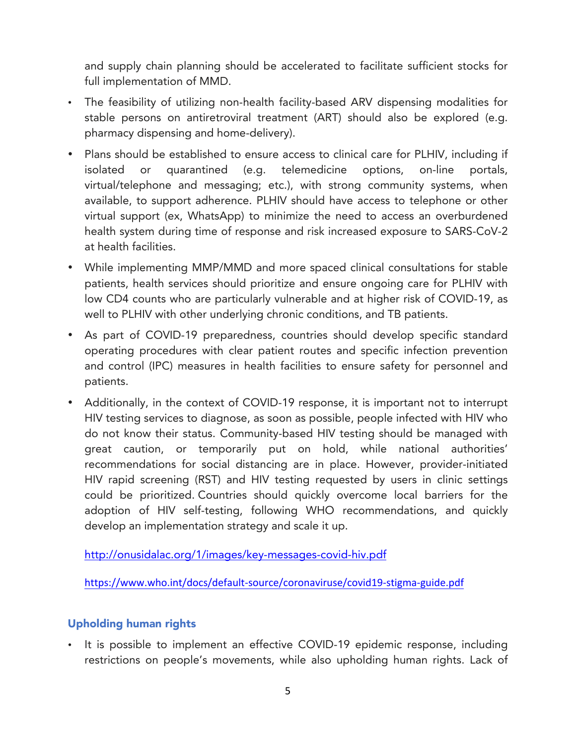and supply chain planning should be accelerated to facilitate sufficient stocks for full implementation of MMD.

- The feasibility of utilizing non-health facility-based ARV dispensing modalities for stable persons on antiretroviral treatment (ART) should also be explored (e.g. pharmacy dispensing and home-delivery).
- Plans should be established to ensure access to clinical care for PLHIV, including if isolated or quarantined (e.g. telemedicine options, on-line portals, virtual/telephone and messaging; etc.), with strong community systems, when available, to support adherence. PLHIV should have access to telephone or other virtual support (ex, WhatsApp) to minimize the need to access an overburdened health system during time of response and risk increased exposure to SARS-CoV-2 at health facilities.
- While implementing MMP/MMD and more spaced clinical consultations for stable patients, health services should prioritize and ensure ongoing care for PLHIV with low CD4 counts who are particularly vulnerable and at higher risk of COVID-19, as well to PLHIV with other underlying chronic conditions, and TB patients.
- As part of COVID-19 preparedness, countries should develop specific standard operating procedures with clear patient routes and specific infection prevention and control (IPC) measures in health facilities to ensure safety for personnel and patients.
- Additionally, in the context of COVID-19 response, it is important not to interrupt HIV testing services to diagnose, as soon as possible, people infected with HIV who do not know their status. Community-based HIV testing should be managed with great caution, or temporarily put on hold, while national authorities' recommendations for social distancing are in place. However, provider-initiated HIV rapid screening (RST) and HIV testing requested by users in clinic settings could be prioritized. Countries should quickly overcome local barriers for the adoption of HIV self-testing, following WHO recommendations, and quickly develop an implementation strategy and scale it up.

  http://onusidalac.org/1/images/key-messages-covid-hiv.pdf

  https://www.who.int/docs/default-source/coronaviruse/covid19-stigma-guide.pdf

### Upholding human rights

- It is possible to implement an effective COVID-19 epidemic response, including restrictions on people's movements, while also upholding human rights. Lack of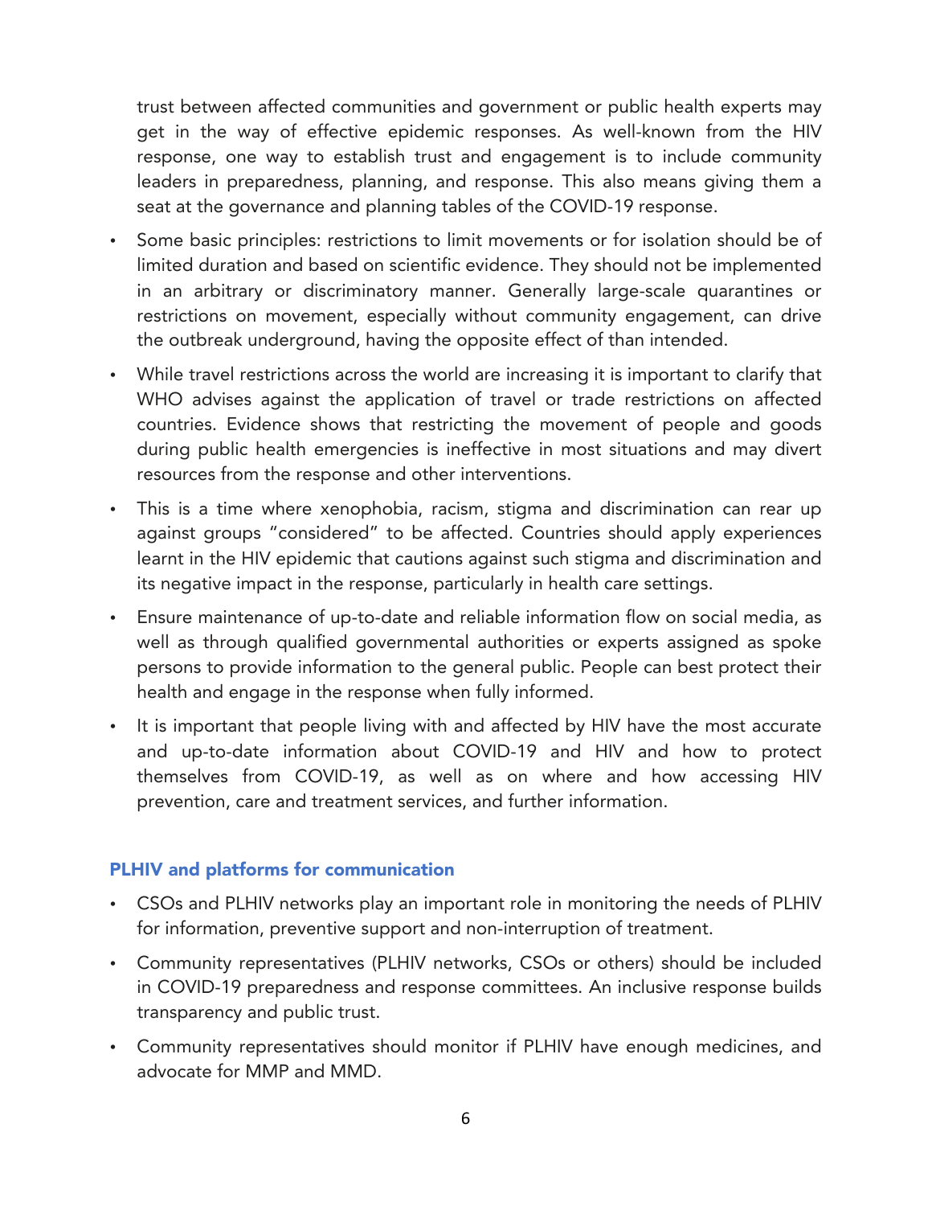trust between affected communities and government or public health experts may get in the way of effective epidemic responses. As well-known from the HIV response, one way to establish trust and engagement is to include community leaders in preparedness, planning, and response. This also means giving them a seat at the governance and planning tables of the COVID-19 response.

- Some basic principles: restrictions to limit movements or for isolation should be of limited duration and based on scientific evidence. They should not be implemented in an arbitrary or discriminatory manner. Generally large-scale quarantines or restrictions on movement, especially without community engagement, can drive the outbreak underground, having the opposite effect of than intended.
- While travel restrictions across the world are increasing it is important to clarify that WHO advises against the application of travel or trade restrictions on affected countries. Evidence shows that restricting the movement of people and goods during public health emergencies is ineffective in most situations and may divert resources from the response and other interventions.
- This is a time where xenophobia, racism, stigma and discrimination can rear up against groups "considered" to be affected. Countries should apply experiences learnt in the HIV epidemic that cautions against such stigma and discrimination and its negative impact in the response, particularly in health care settings.
- Ensure maintenance of up-to-date and reliable information flow on social media, as well as through qualified governmental authorities or experts assigned as spoke persons to provide information to the general public. People can best protect their health and engage in the response when fully informed.
- It is important that people living with and affected by HIV have the most accurate and up-to-date information about COVID-19 and HIV and how to protect themselves from COVID-19, as well as on where and how accessing HIV prevention, care and treatment services, and further information.

### PLHIV and platforms for communication

- CSOs and PLHIV networks play an important role in monitoring the needs of PLHIV for information, preventive support and non-interruption of treatment.
- Community representatives (PLHIV networks, CSOs or others) should be included in COVID-19 preparedness and response committees. An inclusive response builds transparency and public trust.
- Community representatives should monitor if PLHIV have enough medicines, and advocate for MMP and MMD.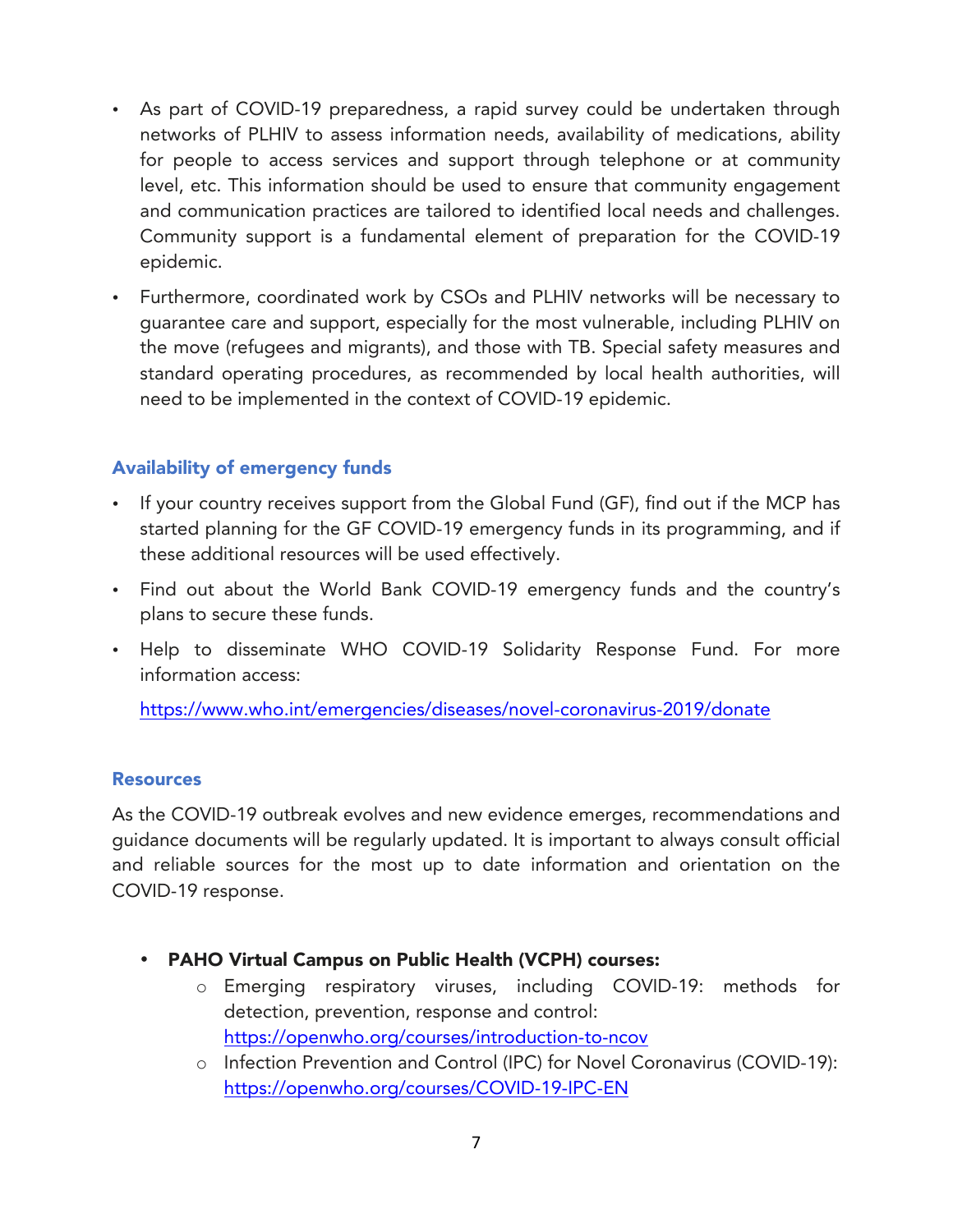- As part of COVID-19 preparedness, a rapid survey could be undertaken through networks of PLHIV to assess information needs, availability of medications, ability for people to access services and support through telephone or at community level, etc. This information should be used to ensure that community engagement and communication practices are tailored to identified local needs and challenges. Community support is a fundamental element of preparation for the COVID-19 epidemic.
- Furthermore, coordinated work by CSOs and PLHIV networks will be necessary to guarantee care and support, especially for the most vulnerable, including PLHIV on the move (refugees and migrants), and those with TB. Special safety measures and standard operating procedures, as recommended by local health authorities, will need to be implemented in the context of COVID-19 epidemic.

### Availability of emergency funds

- If your country receives support from the Global Fund (GF), find out if the MCP has started planning for the GF COVID-19 emergency funds in its programming, and if these additional resources will be used effectively.
- Find out about the World Bank COVID-19 emergency funds and the country's plans to secure these funds.
- Help to disseminate WHO COVID-19 Solidarity Response Fund. For more information access:

  https://www.who.int/emergencies/diseases/novel-coronavirus-2019/donate

### Resources

As the COVID-19 outbreak evolves and new evidence emerges, recommendations and guidance documents will be regularly updated. It is important to always consult official and reliable sources for the most up to date information and orientation on the COVID-19 response.

- **PAHO Virtual Campus on Public Health (VCPH) courses:**
  - Emerging respiratory viruses, including COVID-19: methods for detection, prevention, response and control: https://openwho.org/courses/introduction-to-ncov
  - Infection Prevention and Control (IPC) for Novel Coronavirus (COVID-19): https://openwho.org/courses/COVID-19-IPC-EN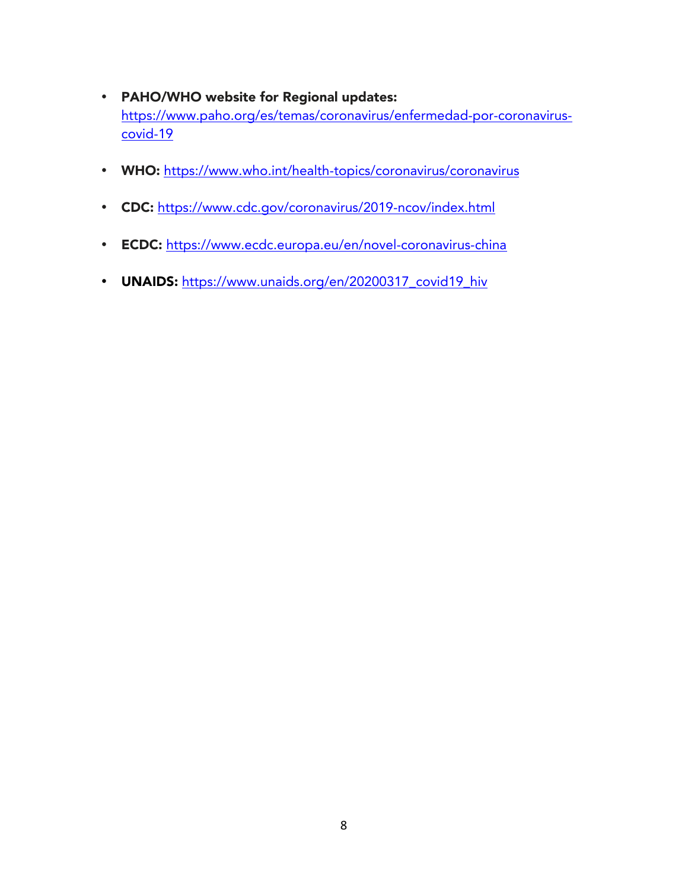- **PAHO/WHO website for Regional updates:** https://www.paho.org/es/temas/coronavirus/enfermedad-por-coronavirus-covid-19

- **WHO:** https://www.who.int/health-topics/coronavirus/coronavirus

- **CDC:** https://www.cdc.gov/coronavirus/2019-ncov/index.html

- **ECDC:** https://www.ecdc.europa.eu/en/novel-coronavirus-china

- **UNAIDS:** https://www.unaids.org/en/20200317_covid19_hiv